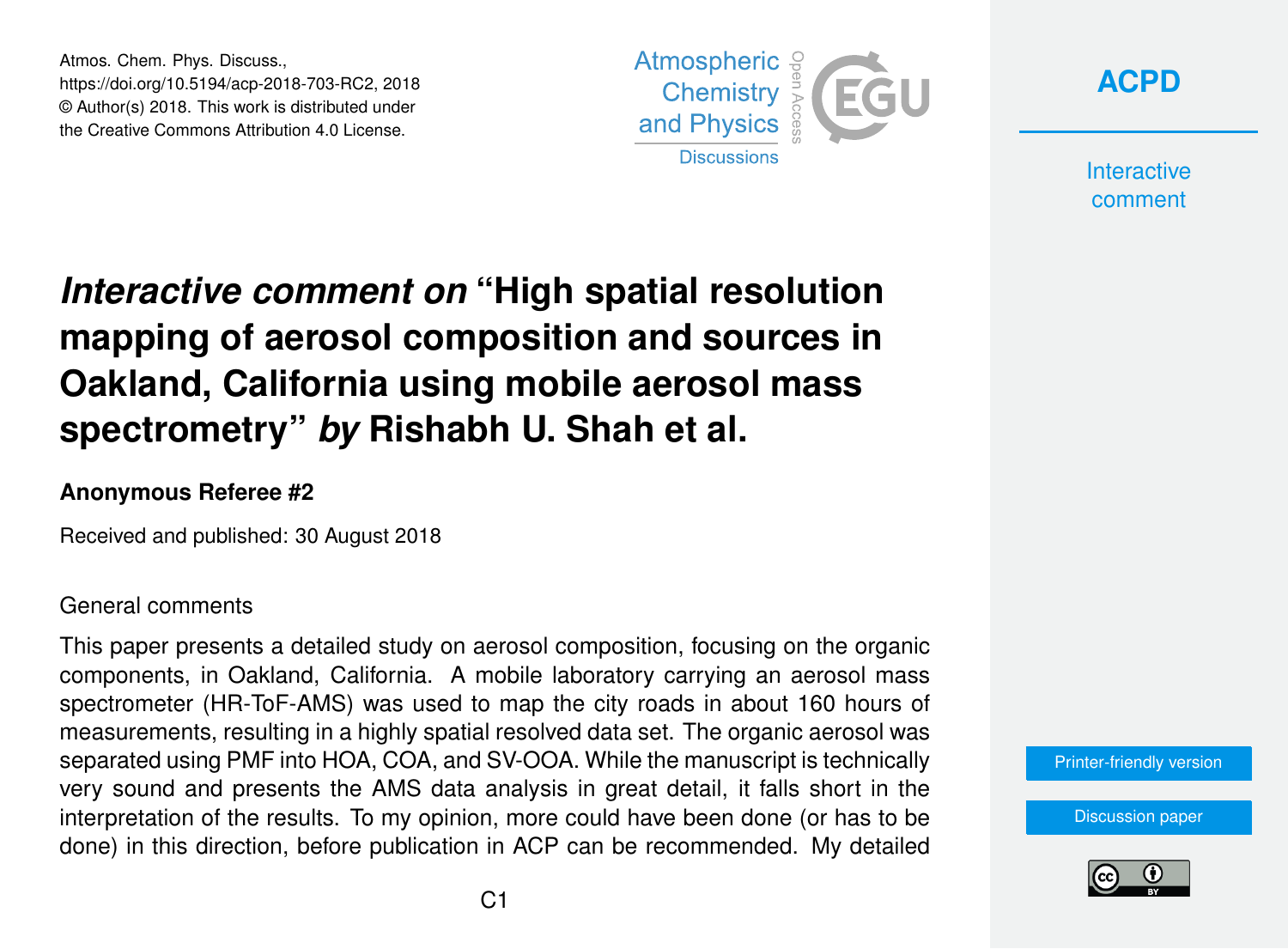Atmos. Chem. Phys. Discuss.,
https://doi.org/10.5194/acp-2018-703-RC2, 2018
© Author(s) 2018. This work is distributed under
the Creative Commons Attribution 4.0 License.

# *Interactive comment on* "High spatial resolution mapping of aerosol composition and sources in Oakland, California using mobile aerosol mass spectrometry" *by* Rishabh U. Shah et al.

**Anonymous Referee #2**

Received and published: 30 August 2018

General comments

This paper presents a detailed study on aerosol composition, focusing on the organic components, in Oakland, California. A mobile laboratory carrying an aerosol mass spectrometer (HR-ToF-AMS) was used to map the city roads in about 160 hours of measurements, resulting in a highly spatial resolved data set. The organic aerosol was separated using PMF into HOA, COA, and SV-OOA. While the manuscript is technically very sound and presents the AMS data analysis in great detail, it falls short in the interpretation of the results. To my opinion, more could have been done (or has to be done) in this direction, before publication in ACP can be recommended. My detailed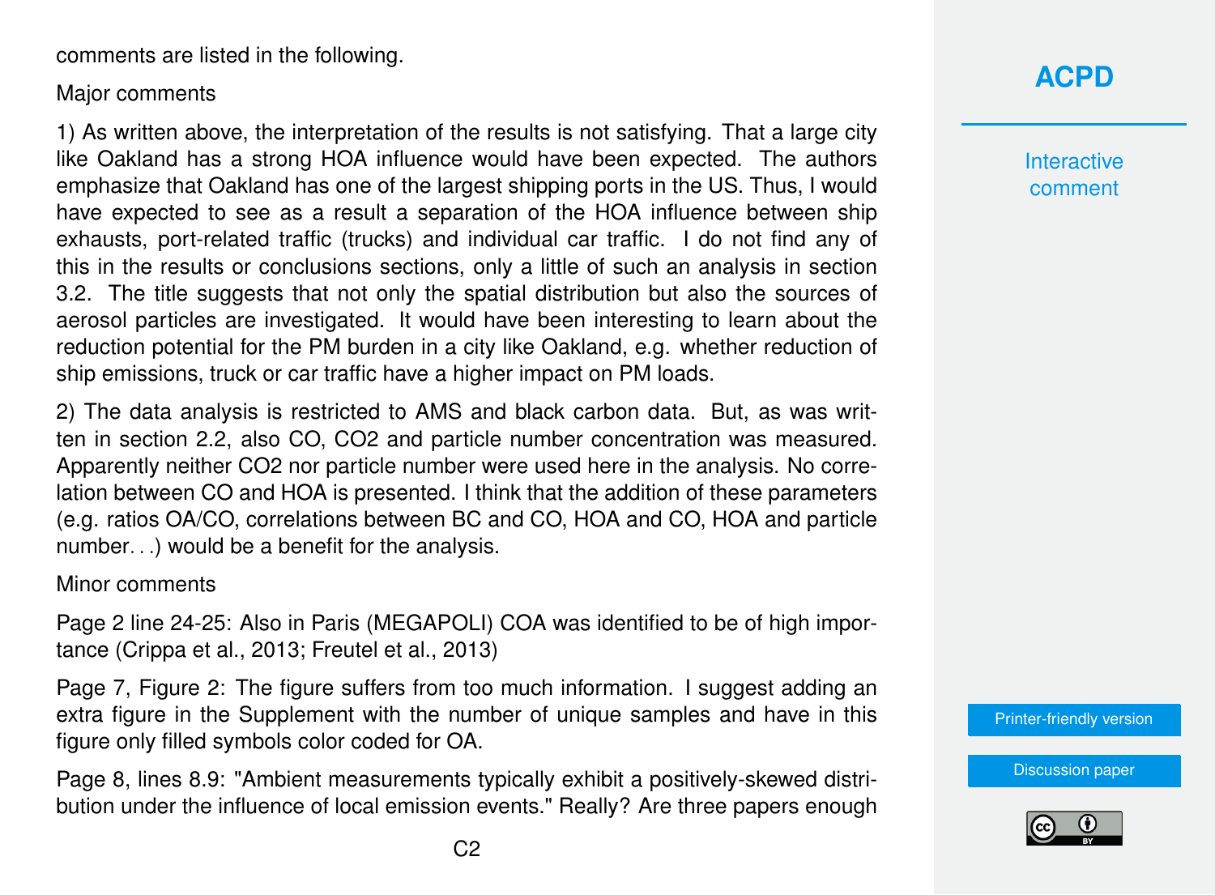comments are listed in the following.

Major comments

1) As written above, the interpretation of the results is not satisfying. That a large city like Oakland has a strong HOA influence would have been expected. The authors emphasize that Oakland has one of the largest shipping ports in the US. Thus, I would have expected to see as a result a separation of the HOA influence between ship exhausts, port-related traffic (trucks) and individual car traffic. I do not find any of this in the results or conclusions sections, only a little of such an analysis in section 3.2. The title suggests that not only the spatial distribution but also the sources of aerosol particles are investigated. It would have been interesting to learn about the reduction potential for the PM burden in a city like Oakland, e.g. whether reduction of ship emissions, truck or car traffic have a higher impact on PM loads.

2) The data analysis is restricted to AMS and black carbon data. But, as was written in section 2.2, also CO, $CO_2$ and particle number concentration was measured. Apparently neither $CO_2$ nor particle number were used here in the analysis. No correlation between CO and HOA is presented. I think that the addition of these parameters (e.g. ratios OA/CO, correlations between BC and CO, HOA and CO, HOA and particle number…) would be a benefit for the analysis.

Minor comments

Page 2 line 24-25: Also in Paris (MEGAPOLI) COA was identified to be of high importance (Crippa et al., 2013; Freutel et al., 2013)

Page 7, Figure 2: The figure suffers from too much information. I suggest adding an extra figure in the Supplement with the number of unique samples and have in this figure only filled symbols color coded for OA.

Page 8, lines 8.9: "Ambient measurements typically exhibit a positively-skewed distribution under the influence of local emission events." Really? Are three papers enough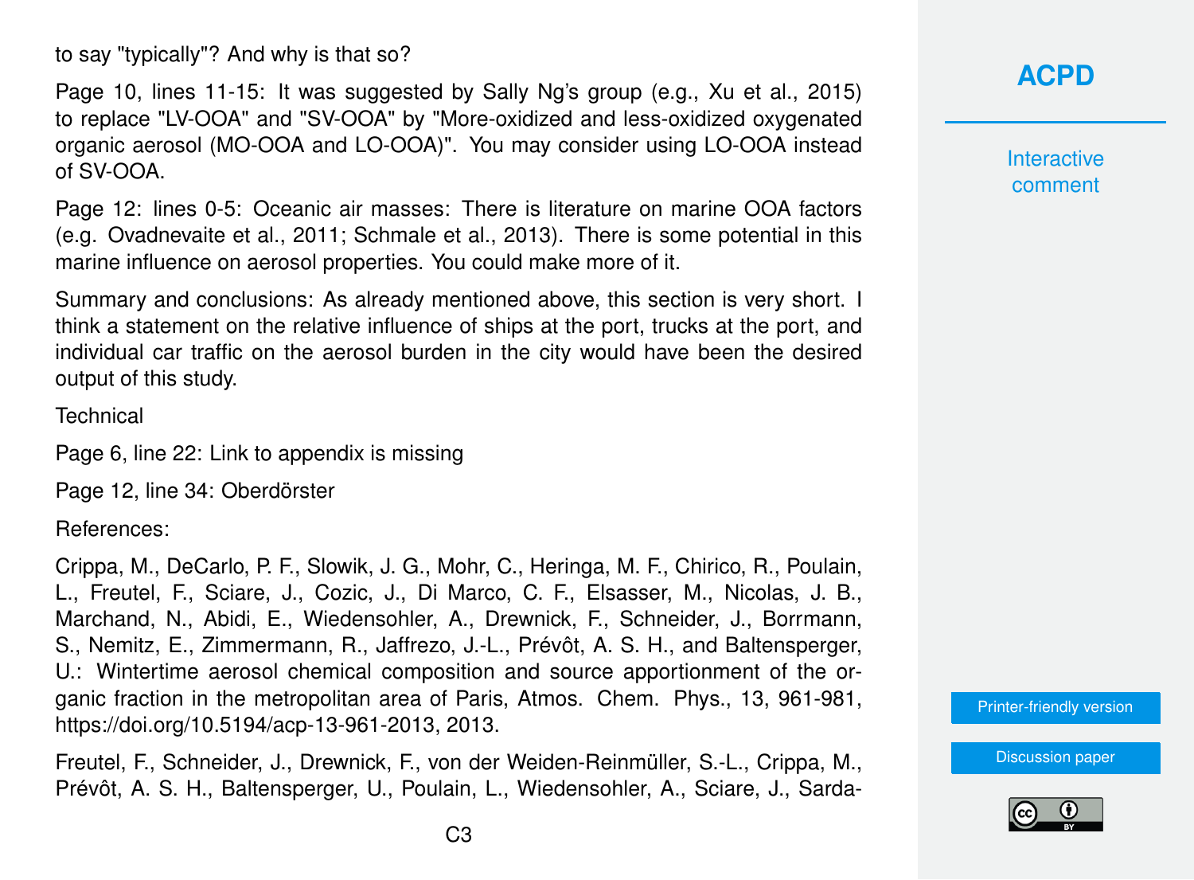to say "typically"? And why is that so?

Page 10, lines 11-15: It was suggested by Sally Ng's group (e.g., Xu et al., 2015) to replace "LV-OOA" and "SV-OOA" by "More-oxidized and less-oxidized oxygenated organic aerosol (MO-OOA and LO-OOA)". You may consider using LO-OOA instead of SV-OOA.

Page 12: lines 0-5: Oceanic air masses: There is literature on marine OOA factors (e.g. Ovadnevaite et al., 2011; Schmale et al., 2013). There is some potential in this marine influence on aerosol properties. You could make more of it.

Summary and conclusions: As already mentioned above, this section is very short. I think a statement on the relative influence of ships at the port, trucks at the port, and individual car traffic on the aerosol burden in the city would have been the desired output of this study.

Technical

Page 6, line 22: Link to appendix is missing

Page 12, line 34: Oberdörster

References:

Crippa, M., DeCarlo, P. F., Slowik, J. G., Mohr, C., Heringa, M. F., Chirico, R., Poulain, L., Freutel, F., Sciare, J., Cozic, J., Di Marco, C. F., Elsasser, M., Nicolas, J. B., Marchand, N., Abidi, E., Wiedensohler, A., Drewnick, F., Schneider, J., Borrmann, S., Nemitz, E., Zimmermann, R., Jaffrezo, J.-L., Prévôt, A. S. H., and Baltensperger, U.: Wintertime aerosol chemical composition and source apportionment of the organic fraction in the metropolitan area of Paris, Atmos. Chem. Phys., 13, 961-981, https://doi.org/10.5194/acp-13-961-2013, 2013.

Freutel, F., Schneider, J., Drewnick, F., von der Weiden-Reinmüller, S.-L., Crippa, M., Prévôt, A. S. H., Baltensperger, U., Poulain, L., Wiedensohler, A., Sciare, J., Sarda-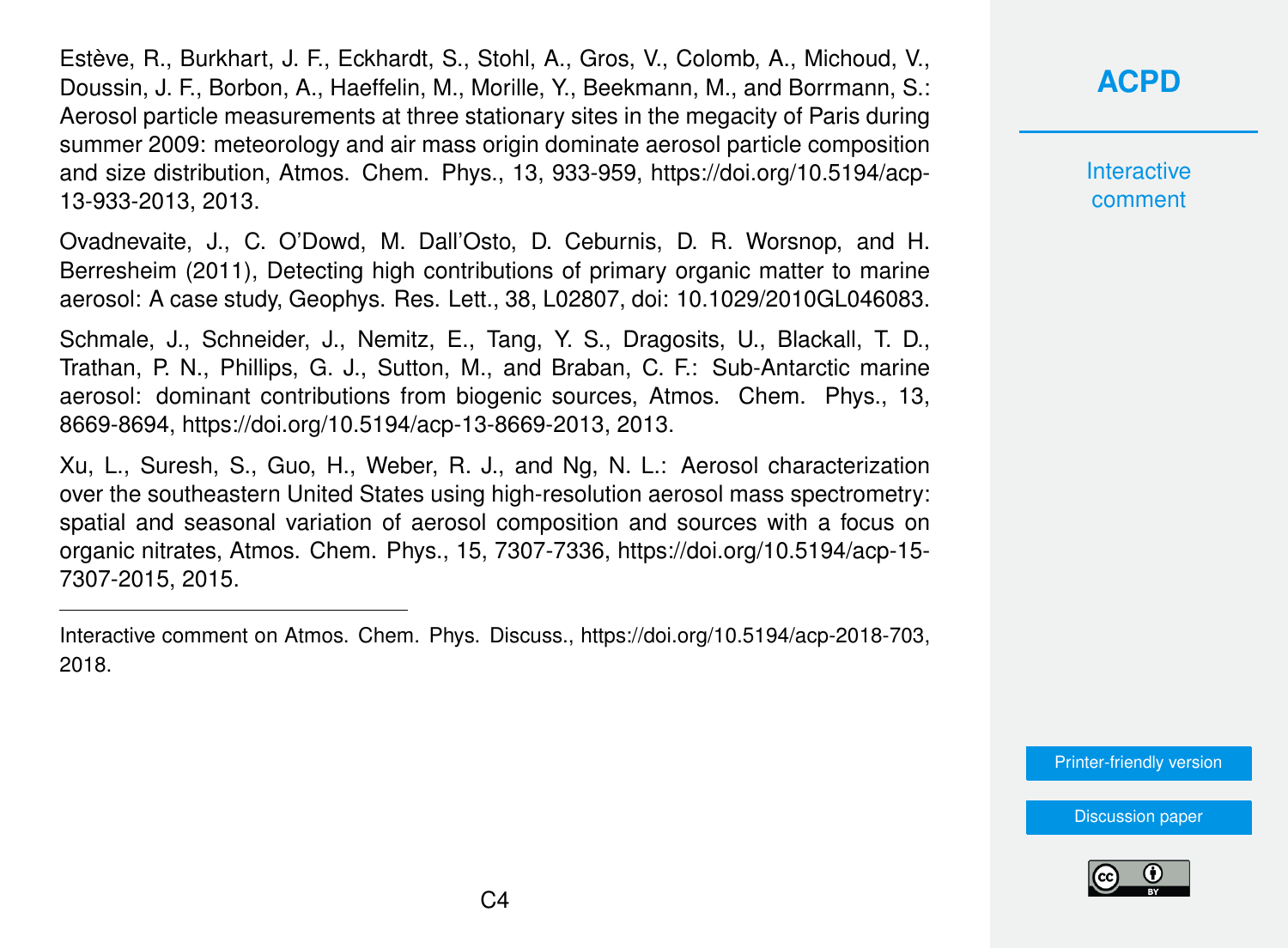Estève, R., Burkhart, J. F., Eckhardt, S., Stohl, A., Gros, V., Colomb, A., Michoud, V., Doussin, J. F., Borbon, A., Haeffelin, M., Morille, Y., Beekmann, M., and Borrmann, S.: Aerosol particle measurements at three stationary sites in the megacity of Paris during summer 2009: meteorology and air mass origin dominate aerosol particle composition and size distribution, Atmos. Chem. Phys., 13, 933-959, https://doi.org/10.5194/acp-13-933-2013, 2013.

Ovadnevaite, J., C. O'Dowd, M. Dall'Osto, D. Ceburnis, D. R. Worsnop, and H. Berresheim (2011), Detecting high contributions of primary organic matter to marine aerosol: A case study, Geophys. Res. Lett., 38, L02807, doi: 10.1029/2010GL046083.

Schmale, J., Schneider, J., Nemitz, E., Tang, Y. S., Dragosits, U., Blackall, T. D., Trathan, P. N., Phillips, G. J., Sutton, M., and Braban, C. F.: Sub-Antarctic marine aerosol: dominant contributions from biogenic sources, Atmos. Chem. Phys., 13, 8669-8694, https://doi.org/10.5194/acp-13-8669-2013, 2013.

Xu, L., Suresh, S., Guo, H., Weber, R. J., and Ng, N. L.: Aerosol characterization over the southeastern United States using high-resolution aerosol mass spectrometry: spatial and seasonal variation of aerosol composition and sources with a focus on organic nitrates, Atmos. Chem. Phys., 15, 7307-7336, https://doi.org/10.5194/acp-15-7307-2015, 2015.

---

Interactive comment on Atmos. Chem. Phys. Discuss., https://doi.org/10.5194/acp-2018-703, 2018.